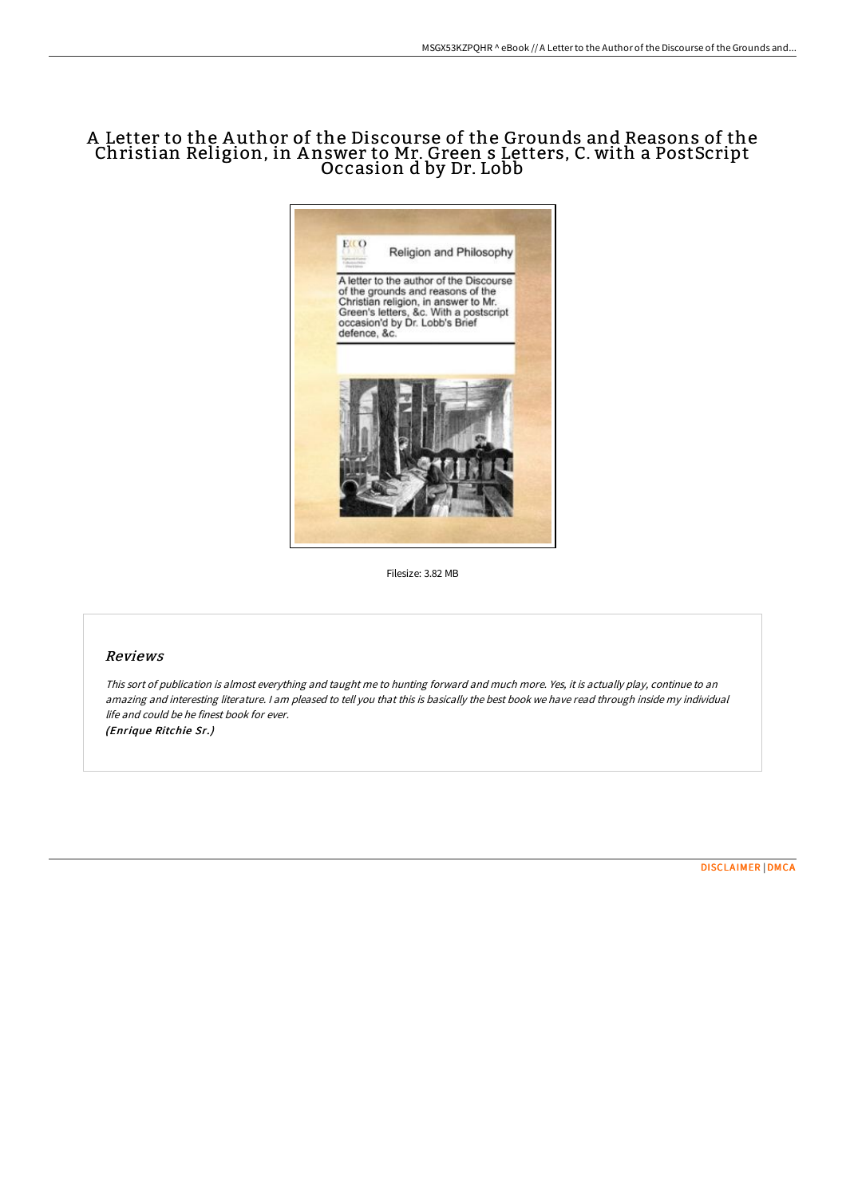# A Letter to the Author of the Discourse of the Grounds and Reasons of the Christian Religion, in Answer to Mr. Green s Letters, C. with a PostScript Occasion d by Dr. Lobb

Filesize: 3.82 MB

## Reviews

*This sort of publication is almost everything and taught me to hunting forward and much more. Yes, it is actually play, continue to an amazing and interesting literature. I am pleased to tell you that this is basically the best book we have read through inside my individual life and could be he finest book for ever.*
*(Enrique Ritchie Sr.)*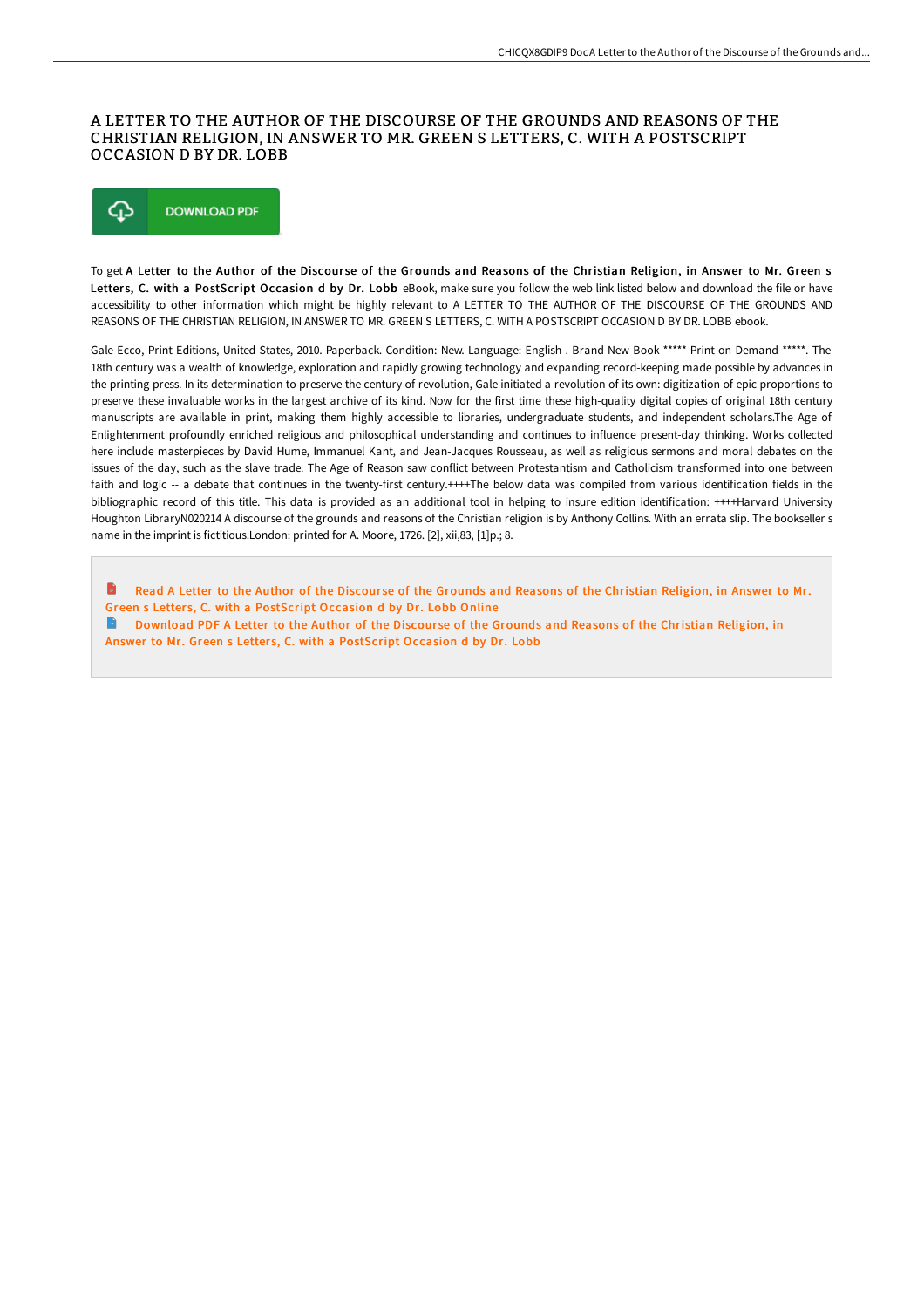# A LETTER TO THE AUTHOR OF THE DISCOURSE OF THE GROUNDS AND REASONS OF THE CHRISTIAN RELIGION, IN ANSWER TO MR. GREEN S LETTERS, C. WITH A POSTSCRIPT OCCASION D BY DR. LOBB

DOWNLOAD PDF

To get **A Letter to the Author of the Discourse of the Grounds and Reasons of the Christian Religion, in Answer to Mr. Green s Letters, C. with a PostScript Occasion d by Dr. Lobb** eBook, make sure you follow the web link listed below and download the file or have accessibility to other information which might be highly relevant to A LETTER TO THE AUTHOR OF THE DISCOURSE OF THE GROUNDS AND REASONS OF THE CHRISTIAN RELIGION, IN ANSWER TO MR. GREEN S LETTERS, C. WITH A POSTSCRIPT OCCASION D BY DR. LOBB ebook.

Gale Ecco, Print Editions, United States, 2010. Paperback. Condition: New. Language: English . Brand New Book ***** Print on Demand *****. The 18th century was a wealth of knowledge, exploration and rapidly growing technology and expanding record-keeping made possible by advances in the printing press. In its determination to preserve the century of revolution, Gale initiated a revolution of its own: digitization of epic proportions to preserve these invaluable works in the largest archive of its kind. Now for the first time these high-quality digital copies of original 18th century manuscripts are available in print, making them highly accessible to libraries, undergraduate students, and independent scholars.The Age of Enlightenment profoundly enriched religious and philosophical understanding and continues to influence present-day thinking. Works collected here include masterpieces by David Hume, Immanuel Kant, and Jean-Jacques Rousseau, as well as religious sermons and moral debates on the issues of the day, such as the slave trade. The Age of Reason saw conflict between Protestantism and Catholicism transformed into one between faith and logic -- a debate that continues in the twenty-first century.++++The below data was compiled from various identification fields in the bibliographic record of this title. This data is provided as an additional tool in helping to insure edition identification: ++++Harvard University Houghton LibraryN020214 A discourse of the grounds and reasons of the Christian religion is by Anthony Collins. With an errata slip. The bookseller s name in the imprint is fictitious.London: printed for A. Moore, 1726. [2], xii,83, [1]p.; 8.

- Read A Letter to the Author of the Discourse of the Grounds and Reasons of the Christian Religion, in Answer to Mr. Green s Letters, C. with a PostScript Occasion d by Dr. Lobb Online
- Download PDF A Letter to the Author of the Discourse of the Grounds and Reasons of the Christian Religion, in Answer to Mr. Green s Letters, C. with a PostScript Occasion d by Dr. Lobb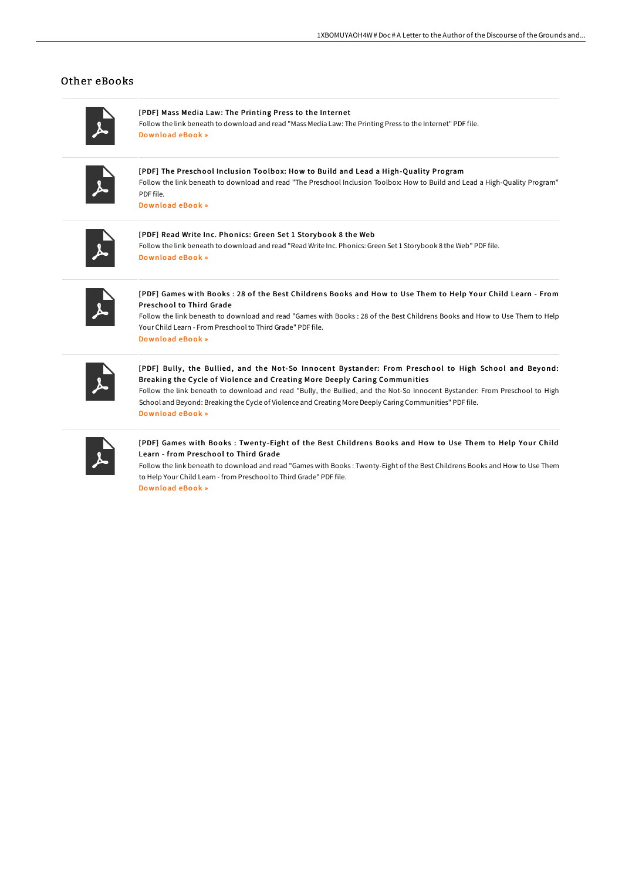## Other eBooks

[PDF] Mass Media Law: The Printing Press to the Internet

Follow the link beneath to download and read "Mass Media Law: The Printing Press to the Internet" PDF file.

Download eBook »

[PDF] The Preschool Inclusion Toolbox: How to Build and Lead a High-Quality Program

Follow the link beneath to download and read "The Preschool Inclusion Toolbox: How to Build and Lead a High-Quality Program" PDF file.

Download eBook »

[PDF] Read Write Inc. Phonics: Green Set 1 Storybook 8 the Web

Follow the link beneath to download and read "Read Write Inc. Phonics: Green Set 1 Storybook 8 the Web" PDF file.

Download eBook »

[PDF] Games with Books : 28 of the Best Childrens Books and How to Use Them to Help Your Child Learn - From Preschool to Third Grade

Follow the link beneath to download and read "Games with Books : 28 of the Best Childrens Books and How to Use Them to Help Your Child Learn - From Preschool to Third Grade" PDF file.

Download eBook »

[PDF] Bully, the Bullied, and the Not-So Innocent Bystander: From Preschool to High School and Beyond: Breaking the Cycle of Violence and Creating More Deeply Caring Communities

Follow the link beneath to download and read "Bully, the Bullied, and the Not-So Innocent Bystander: From Preschool to High School and Beyond: Breaking the Cycle of Violence and Creating More Deeply Caring Communities" PDF file.

Download eBook »

[PDF] Games with Books : Twenty-Eight of the Best Childrens Books and How to Use Them to Help Your Child Learn - from Preschool to Third Grade

Follow the link beneath to download and read "Games with Books : Twenty-Eight of the Best Childrens Books and How to Use Them to Help Your Child Learn - from Preschool to Third Grade" PDF file.

Download eBook »